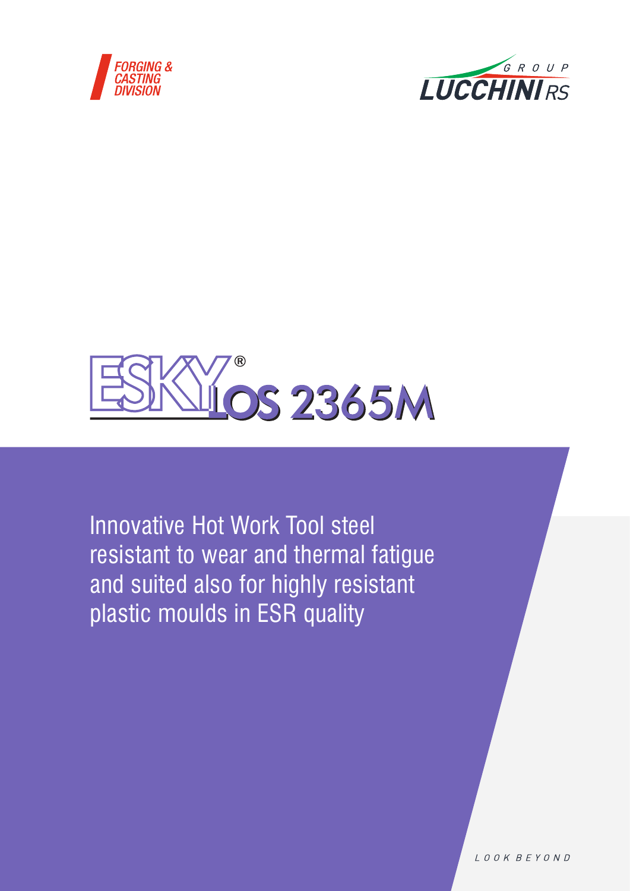FORGING & CASTING DIVISION

LUCCHINI RS GROUP

# ESKYLOS® 2365M

Innovative Hot Work Tool steel resistant to wear and thermal fatigue and suited also for highly resistant plastic moulds in ESR quality

LOOK BEYOND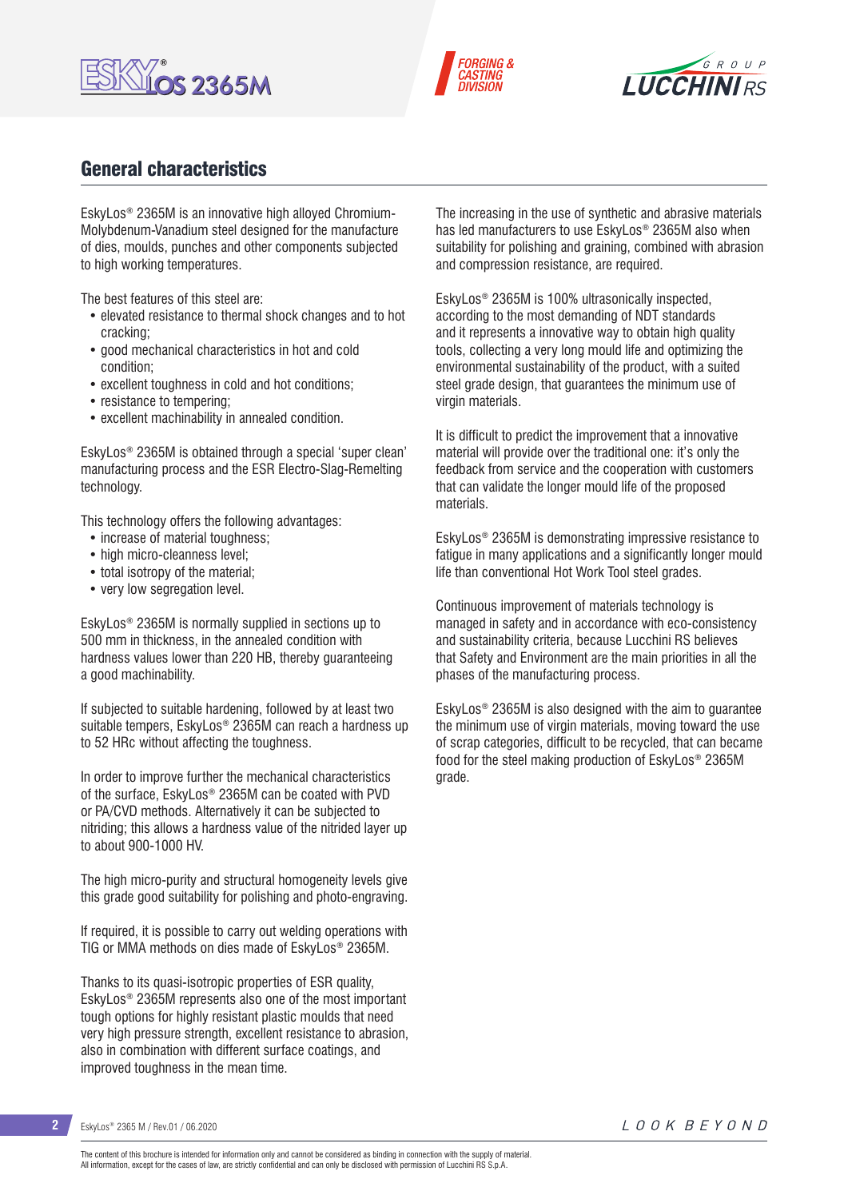## General characteristics

EskyLos® 2365M is an innovative high alloyed Chromium-Molybdenum-Vanadium steel designed for the manufacture of dies, moulds, punches and other components subjected to high working temperatures.

The best features of this steel are:

- elevated resistance to thermal shock changes and to hot cracking;
- good mechanical characteristics in hot and cold condition;
- excellent toughness in cold and hot conditions;
- resistance to tempering;
- excellent machinability in annealed condition.

EskyLos® 2365M is obtained through a special 'super clean' manufacturing process and the ESR Electro-Slag-Remelting technology.

This technology offers the following advantages:

- increase of material toughness;
- high micro-cleanness level;
- total isotropy of the material;
- very low segregation level.

EskyLos® 2365M is normally supplied in sections up to 500 mm in thickness, in the annealed condition with hardness values lower than 220 HB, thereby guaranteeing a good machinability.

If subjected to suitable hardening, followed by at least two suitable tempers, EskyLos® 2365M can reach a hardness up to 52 HRc without affecting the toughness.

In order to improve further the mechanical characteristics of the surface, EskyLos® 2365M can be coated with PVD or PA/CVD methods. Alternatively it can be subjected to nitriding; this allows a hardness value of the nitrided layer up to about 900-1000 HV.

The high micro-purity and structural homogeneity levels give this grade good suitability for polishing and photo-engraving.

If required, it is possible to carry out welding operations with TIG or MMA methods on dies made of EskyLos® 2365M.

Thanks to its quasi-isotropic properties of ESR quality, EskyLos® 2365M represents also one of the most important tough options for highly resistant plastic moulds that need very high pressure strength, excellent resistance to abrasion, also in combination with different surface coatings, and improved toughness in the mean time.

The increasing in the use of synthetic and abrasive materials has led manufacturers to use EskyLos® 2365M also when suitability for polishing and graining, combined with abrasion and compression resistance, are required.

EskyLos® 2365M is 100% ultrasonically inspected, according to the most demanding of NDT standards and it represents a innovative way to obtain high quality tools, collecting a very long mould life and optimizing the environmental sustainability of the product, with a suited steel grade design, that guarantees the minimum use of virgin materials.

It is difficult to predict the improvement that a innovative material will provide over the traditional one: it's only the feedback from service and the cooperation with customers that can validate the longer mould life of the proposed materials.

EskyLos® 2365M is demonstrating impressive resistance to fatigue in many applications and a significantly longer mould life than conventional Hot Work Tool steel grades.

Continuous improvement of materials technology is managed in safety and in accordance with eco-consistency and sustainability criteria, because Lucchini RS believes that Safety and Environment are the main priorities in all the phases of the manufacturing process.

EskyLos® 2365M is also designed with the aim to guarantee the minimum use of virgin materials, moving toward the use of scrap categories, difficult to be recycled, that can became food for the steel making production of EskyLos® 2365M grade.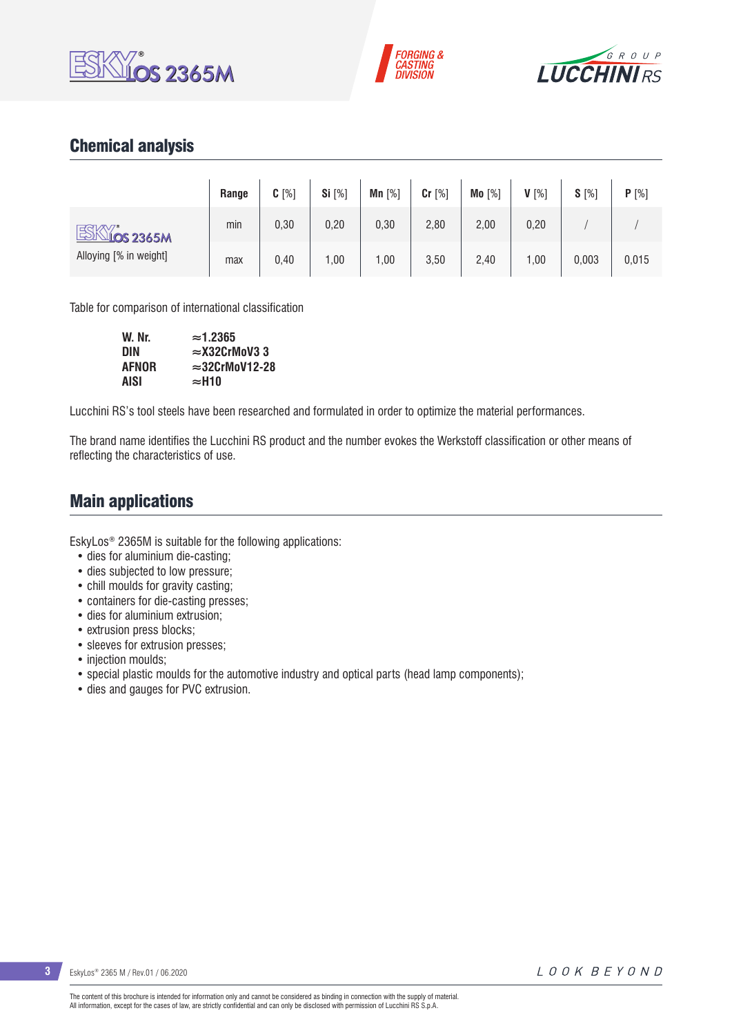## Chemical analysis

| | Range | C [%] | Si [%] | Mn [%] | Cr [%] | Mo [%] | V [%] | S [%] | P [%] |
|---|---|---|---|---|---|---|---|---|---|
| ESKYLOS 2365M | min | 0,30 | 0,20 | 0,30 | 2,80 | 2,00 | 0,20 | / | / |
| Alloying [% in weight] | max | 0,40 | 1,00 | 1,00 | 3,50 | 2,40 | 1,00 | 0,003 | 0,015 |

Table for comparison of international classification

| | |
|---|---|
| **W. Nr.** | **≈1.2365** |
| **DIN** | **≈X32CrMoV3 3** |
| **AFNOR** | **≈32CrMoV12-28** |
| **AISI** | **≈H10** |

Lucchini RS's tool steels have been researched and formulated in order to optimize the material performances.

The brand name identifies the Lucchini RS product and the number evokes the Werkstoff classification or other means of reflecting the characteristics of use.

## Main applications

EskyLos® 2365M is suitable for the following applications:

- dies for aluminium die-casting;
- dies subjected to low pressure;
- chill moulds for gravity casting;
- containers for die-casting presses;
- dies for aluminium extrusion;
- extrusion press blocks;
- sleeves for extrusion presses;
- injection moulds;
- special plastic moulds for the automotive industry and optical parts (head lamp components);
- dies and gauges for PVC extrusion.

The content of this brochure is intended for information only and cannot be considered as binding in connection with the supply of material.
All information, except for the cases of law, are strictly confidential and can only be disclosed with permission of Lucchini RS S.p.A.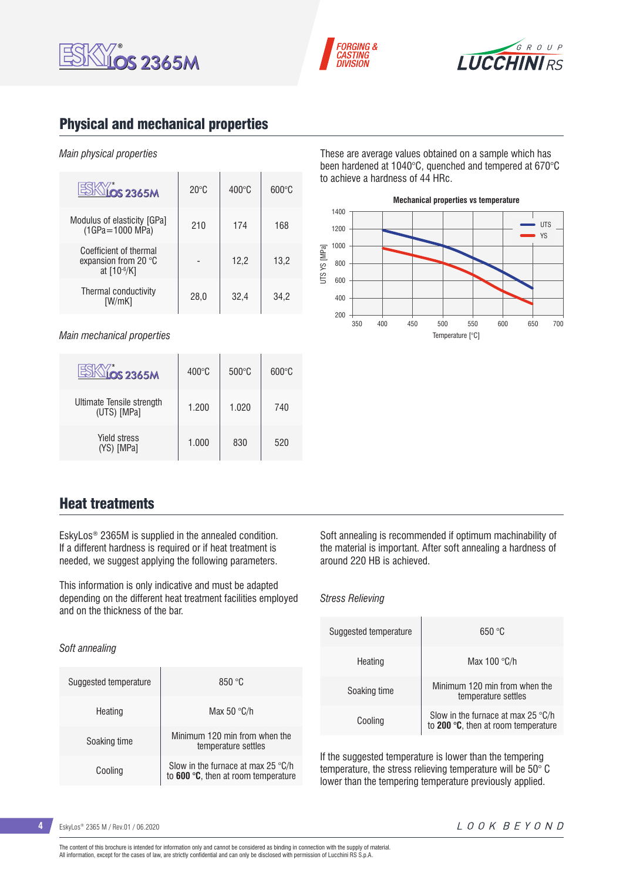## Physical and mechanical properties

*Main physical properties*

| EskyLos 2365M | 20°C | 400°C | 600°C |
|---|---|---|---|
| Modulus of elasticity [GPa] (1GPa=1000 MPa) | 210 | 174 | 168 |
| Coefficient of thermal expansion from 20 °C at [$10^{-6}$/K] | - | 12,2 | 13,2 |
| Thermal conductivity [W/mK] | 28,0 | 32,4 | 34,2 |

*Main mechanical properties*

| EskyLos 2365M | 400°C | 500°C | 600°C |
|---|---|---|---|
| Ultimate Tensile strength (UTS) [MPa] | 1.200 | 1.020 | 740 |
| Yield stress (YS) [MPa] | 1.000 | 830 | 520 |

These are average values obtained on a sample which has been hardened at 1040°C, quenched and tempered at 670°C to achieve a hardness of 44 HRc.

**Mechanical properties vs temperature**

## Heat treatments

EskyLos® 2365M is supplied in the annealed condition. If a different hardness is required or if heat treatment is needed, we suggest applying the following parameters.

This information is only indicative and must be adapted depending on the different heat treatment facilities employed and on the thickness of the bar.

*Soft annealing*

| Suggested temperature | 850 °C |
|---|---|
| Heating | Max 50 °C/h |
| Soaking time | Minimum 120 min from when the temperature settles |
| Cooling | Slow in the furnace at max 25 °C/h to **600 °C**, then at room temperature |

Soft annealing is recommended if optimum machinability of the material is important. After soft annealing a hardness of around 220 HB is achieved.

*Stress Relieving*

| Suggested temperature | 650 °C |
|---|---|
| Heating | Max 100 °C/h |
| Soaking time | Minimum 120 min from when the temperature settles |
| Cooling | Slow in the furnace at max 25 °C/h to **200 °C**, then at room temperature |

If the suggested temperature is lower than the tempering temperature, the stress relieving temperature will be 50° C lower than the tempering temperature previously applied.

The content of this brochure is intended for information only and cannot be considered as binding in connection with the supply of material.
All information, except for the cases of law, are strictly confidential and can only be disclosed with permission of Lucchini RS S.p.A.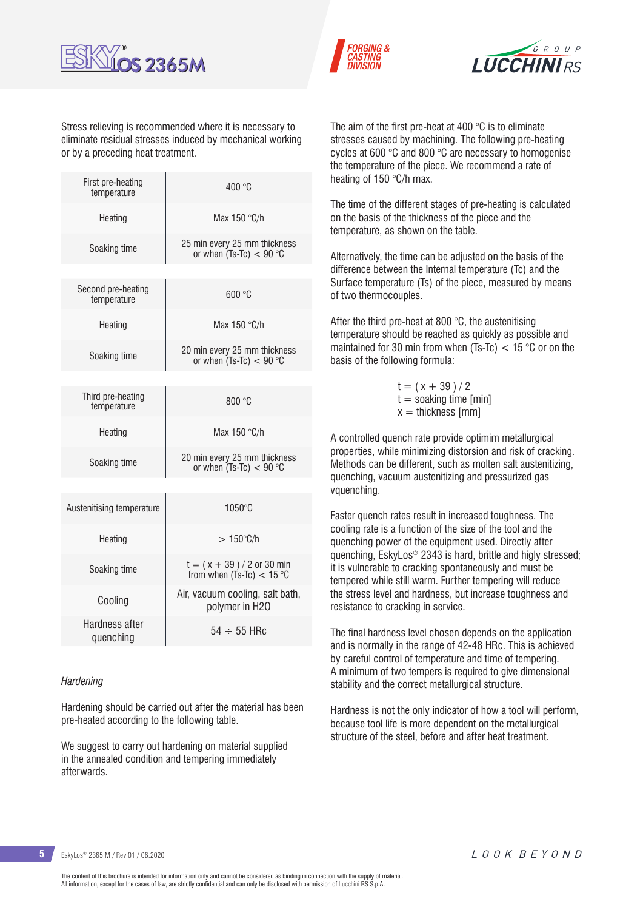Stress relieving is recommended where it is necessary to eliminate residual stresses induced by mechanical working or by a preceding heat treatment.

| | |
|---|---|
| First pre-heating temperature | 400 °C |
| Heating | Max 150 °C/h |
| Soaking time | 25 min every 25 mm thickness or when (Ts-Tc) < 90 °C |

| | |
|---|---|
| Second pre-heating temperature | 600 °C |
| Heating | Max 150 °C/h |
| Soaking time | 20 min every 25 mm thickness or when (Ts-Tc) < 90 °C |

| | |
|---|---|
| Third pre-heating temperature | 800 °C |
| Heating | Max 150 °C/h |
| Soaking time | 20 min every 25 mm thickness or when (Ts-Tc) < 90 °C |

| | |
|---|---|
| Austenitising temperature | 1050°C |
| Heating | > 150°C/h |
| Soaking time | t = ( x + 39 ) / 2 or 30 min from when (Ts-Tc) < 15 °C |
| Cooling | Air, vacuum cooling, salt bath, polymer in H2O |
| Hardness after quenching | 54 ÷ 55 HRc |

*Hardening*

Hardening should be carried out after the material has been pre-heated according to the following table.

We suggest to carry out hardening on material supplied in the annealed condition and tempering immediately afterwards.

The aim of the first pre-heat at 400 °C is to eliminate stresses caused by machining. The following pre-heating cycles at 600 °C and 800 °C are necessary to homogenise the temperature of the piece. We recommend a rate of heating of 150 °C/h max.

The time of the different stages of pre-heating is calculated on the basis of the thickness of the piece and the temperature, as shown on the table.

Alternatively, the time can be adjusted on the basis of the difference between the Internal temperature (Tc) and the Surface temperature (Ts) of the piece, measured by means of two thermocouples.

After the third pre-heat at 800 °C, the austenitising temperature should be reached as quickly as possible and maintained for 30 min from when (Ts-Tc) < 15 °C or on the basis of the following formula:

$$t = ( x + 39 ) / 2$$
$$t = \text{soaking time [min]}$$
$$x = \text{thickness [mm]}$$

A controlled quench rate provide optimim metallurgical properties, while minimizing distorsion and risk of cracking. Methods can be different, such as molten salt austenitizing, quenching, vacuum austenitizing and pressurized gas vquenching.

Faster quench rates result in increased toughness. The cooling rate is a function of the size of the tool and the quenching power of the equipment used. Directly after quenching, EskyLos® 2343 is hard, brittle and higly stressed; it is vulnerable to cracking spontaneously and must be tempered while still warm. Further tempering will reduce the stress level and hardness, but increase toughness and resistance to cracking in service.

The final hardness level chosen depends on the application and is normally in the range of 42-48 HRc. This is achieved by careful control of temperature and time of tempering. A minimum of two tempers is required to give dimensional stability and the correct metallurgical structure.

Hardness is not the only indicator of how a tool will perform, because tool life is more dependent on the metallurgical structure of the steel, before and after heat treatment.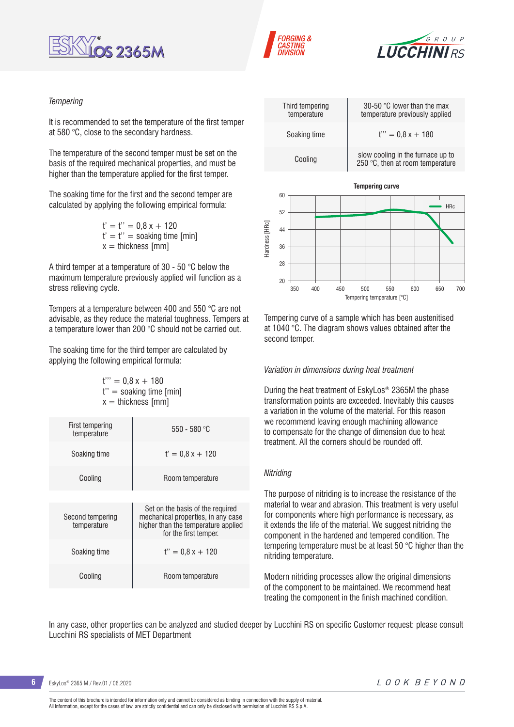*Tempering*

It is recommended to set the temperature of the first temper at 580 °C, close to the secondary hardness.

The temperature of the second temper must be set on the basis of the required mechanical properties, and must be higher than the temperature applied for the first temper.

The soaking time for the first and the second temper are calculated by applying the following empirical formula:

$t' = t'' = 0{,}8\,x + 120$
$t' = t'' =$ soaking time [min]
$x =$ thickness [mm]

A third temper at a temperature of 30 - 50 °C below the maximum temperature previously applied will function as a stress relieving cycle.

Tempers at a temperature between 400 and 550 °C are not advisable, as they reduce the material toughness. Tempers at a temperature lower than 200 °C should not be carried out.

The soaking time for the third temper are calculated by applying the following empirical formula:

$t''' = 0{,}8\,x + 180$
$t'' =$ soaking time [min]
$x =$ thickness [mm]

| | |
|---|---|
| First tempering temperature | 550 - 580 °C |
| Soaking time | $t' = 0{,}8\,x + 120$ |
| Cooling | Room temperature |

| | |
|---|---|
| Second tempering temperature | Set on the basis of the required mechanical properties, in any case higher than the temperature applied for the first temper. |
| Soaking time | $t'' = 0{,}8\,x + 120$ |
| Cooling | Room temperature |

| | |
|---|---|
| Third tempering temperature | 30-50 °C lower than the max temperature previously applied |
| Soaking time | $t''' = 0{,}8\,x + 180$ |
| Cooling | slow cooling in the furnace up to 250 °C, then at room temperature |

Tempering curve of a sample which has been austenitised at 1040 °C. The diagram shows values obtained after the second temper.

*Variation in dimensions during heat treatment*

During the heat treatment of EskyLos® 2365M the phase transformation points are exceeded. Inevitably this causes a variation in the volume of the material. For this reason we recommend leaving enough machining allowance to compensate for the change of dimension due to heat treatment. All the corners should be rounded off.

*Nitriding*

The purpose of nitriding is to increase the resistance of the material to wear and abrasion. This treatment is very useful for components where high performance is necessary, as it extends the life of the material. We suggest nitriding the component in the hardened and tempered condition. The tempering temperature must be at least 50 °C higher than the nitriding temperature.

Modern nitriding processes allow the original dimensions of the component to be maintained. We recommend heat treating the component in the finish machined condition.

In any case, other properties can be analyzed and studied deeper by Lucchini RS on specific Customer request: please consult Lucchini RS specialists of MET Department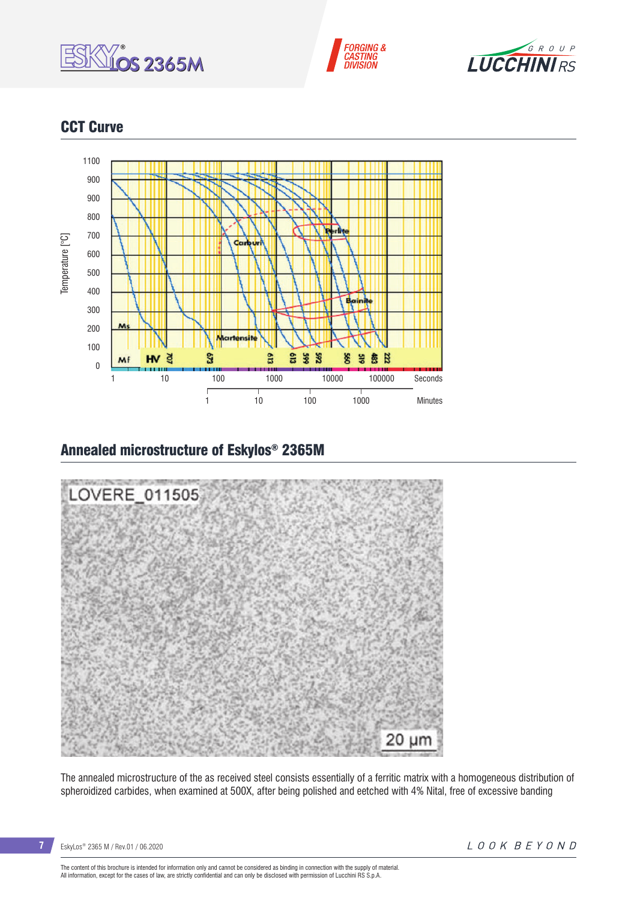## CCT Curve

## Annealed microstructure of Eskylos® 2365M

The annealed microstructure of the as received steel consists essentially of a ferritic matrix with a homogeneous distribution of spheroidized carbides, when examined at 500X, after being polished and eetched with 4% Nital, free of excessive banding

The content of this brochure is intended for information only and cannot be considered as binding in connection with the supply of material.
All information, except for the cases of law, are strictly confidential and can only be disclosed with permission of Lucchini RS S.p.A.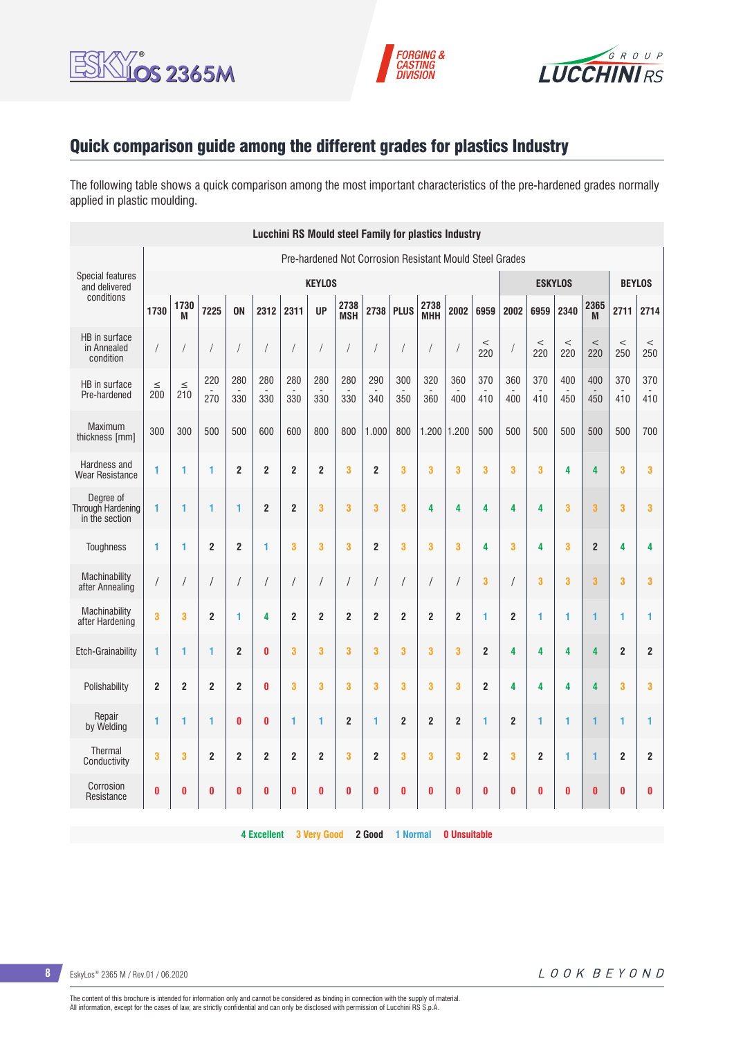## Quick comparison guide among the different grades for plastics Industry

The following table shows a quick comparison among the most important characteristics of the pre-hardened grades normally applied in plastic moulding.

| Lucchini RS Mould steel Family for plastics Industry | | | | | | | | | | | | | | | | | | | | |
|---|---|---|---|---|---|---|---|---|---|---|---|---|---|---|---|---|---|---|---|---|
| Special features and delivered conditions | Pre-hardened Not Corrosion Resistant Mould Steel Grades | | | | | | | | | | | | | | | | | | | |
| | KEYLOS | | | | | | | | | | | | | ESKYLOS | | | | BEYLOS | |
| | 1730 | 1730 M | 7225 | ON | 2312 | 2311 | UP | 2738 MSH | 2738 | PLUS | 2738 MHH | 2002 | 6959 | 2002 | 6959 | 2340 | 2365 M | 2711 | 2714 |
| HB in surface in Annealed condition | / | / | / | / | / | / | / | / | / | / | / | / | < 220 | / | < 220 | < 220 | < 220 | < 250 | < 250 |
| HB in surface Pre-hardened | ≤ 200 | ≤ 210 | 220 - 270 | 280 - 330 | 280 - 330 | 280 - 330 | 280 - 330 | 280 - 330 | 290 - 340 | 300 - 350 | 320 - 360 | 360 - 400 | 370 - 410 | 360 - 400 | 370 - 410 | 400 - 450 | 400 - 450 | 370 - 410 | 370 - 410 |
| Maximum thickness [mm] | 300 | 300 | 500 | 500 | 600 | 600 | 800 | 800 | 1.000 | 800 | 1.200 | 1.200 | 500 | 500 | 500 | 500 | 500 | 500 | 700 |
| Hardness and Wear Resistance | 1 | 1 | 1 | 2 | 2 | 2 | 2 | 3 | 2 | 3 | 3 | 3 | 3 | 3 | 3 | 4 | 4 | 3 | 3 |
| Degree of Through Hardening in the section | 1 | 1 | 1 | 1 | 2 | 2 | 3 | 3 | 3 | 3 | 4 | 4 | 4 | 4 | 4 | 3 | 3 | 3 | 3 |
| Toughness | 1 | 1 | 2 | 2 | 1 | 3 | 3 | 3 | 2 | 3 | 3 | 3 | 4 | 3 | 4 | 3 | 2 | 4 | 4 |
| Machinability after Annealing | / | / | / | / | / | / | / | / | / | / | / | / | 3 | / | 3 | 3 | 3 | 3 | 3 |
| Machinability after Hardening | 3 | 3 | 2 | 1 | 4 | 2 | 2 | 2 | 2 | 2 | 2 | 2 | 1 | 2 | 1 | 1 | 1 | 1 | 1 |
| Etch-Grainability | 1 | 1 | 1 | 2 | 0 | 3 | 3 | 3 | 3 | 3 | 3 | 3 | 2 | 4 | 4 | 4 | 4 | 2 | 2 |
| Polishability | 2 | 2 | 2 | 2 | 0 | 3 | 3 | 3 | 3 | 3 | 3 | 3 | 2 | 4 | 4 | 4 | 4 | 3 | 3 |
| Repair by Welding | 1 | 1 | 1 | 0 | 0 | 1 | 1 | 2 | 1 | 2 | 2 | 2 | 1 | 2 | 1 | 1 | 1 | 1 | 1 |
| Thermal Conductivity | 3 | 3 | 2 | 2 | 2 | 2 | 2 | 3 | 2 | 3 | 3 | 3 | 2 | 3 | 2 | 1 | 1 | 2 | 2 |
| Corrosion Resistance | 0 | 0 | 0 | 0 | 0 | 0 | 0 | 0 | 0 | 0 | 0 | 0 | 0 | 0 | 0 | 0 | 0 | 0 | 0 |

**4** Excellent **3** Very Good **2** Good **1** Normal **0** Unsuitable

EskyLos® 2365 M / Rev.01 / 06.2020

The content of this brochure is intended for information only and cannot be considered as binding in connection with the supply of material.
All information, except for the cases of law, are strictly confidential and can only be disclosed with permission of Lucchini RS S.p.A.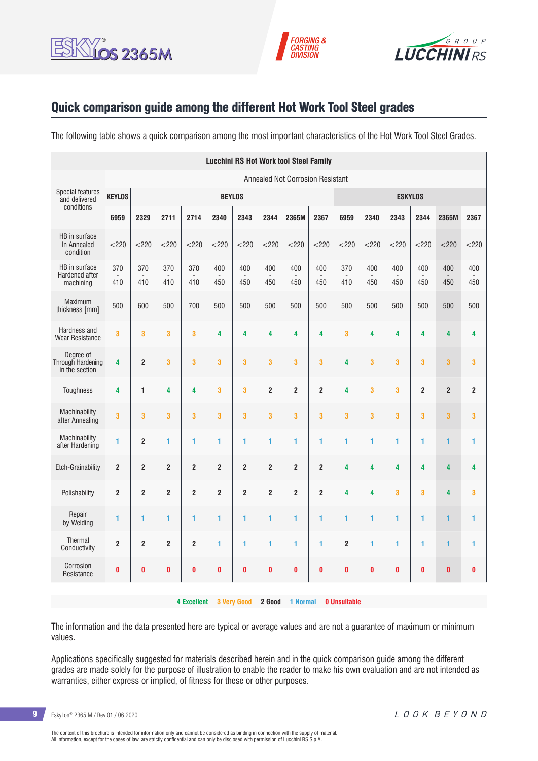## Quick comparison guide among the different Hot Work Tool Steel grades

The following table shows a quick comparison among the most important characteristics of the Hot Work Tool Steel Grades.

| Lucchini RS Hot Work tool Steel Family | | | | | | | | | | | | | | | |
|---|---|---|---|---|---|---|---|---|---|---|---|---|---|---|---|
| Special features and delivered conditions | Annealed Not Corrosion Resistant | | | | | | | | | | | | | | |
| | KEYLOS | BEYLOS | | | | | | | | ESKYLOS | | | | | |
| | 6959 | 2329 | 2711 | 2714 | 2340 | 2343 | 2344 | 2365M | 2367 | 6959 | 2340 | 2343 | 2344 | 2365M | 2367 |
| HB in surface In Annealed condition | <220 | <220 | <220 | <220 | <220 | <220 | <220 | <220 | <220 | <220 | <220 | <220 | <220 | <220 | <220 |
| HB in surface Hardened after machining | 370 - 410 | 370 - 410 | 370 - 410 | 370 - 410 | 400 - 450 | 400 - 450 | 400 - 450 | 400 - 450 | 400 - 450 | 370 - 410 | 400 - 450 | 400 - 450 | 400 - 450 | 400 - 450 | 400 - 450 |
| Maximum thickness [mm] | 500 | 600 | 500 | 700 | 500 | 500 | 500 | 500 | 500 | 500 | 500 | 500 | 500 | 500 | 500 |
| Hardness and Wear Resistance | 3 | 3 | 3 | 3 | 4 | 4 | 4 | 4 | 4 | 3 | 4 | 4 | 4 | 4 | 4 |
| Degree of Through Hardening in the section | 4 | 2 | 3 | 3 | 3 | 3 | 3 | 3 | 3 | 4 | 3 | 3 | 3 | 3 | 3 |
| Toughness | 4 | 1 | 4 | 4 | 3 | 3 | 2 | 2 | 2 | 4 | 3 | 3 | 2 | 2 | 2 |
| Machinability after Annealing | 3 | 3 | 3 | 3 | 3 | 3 | 3 | 3 | 3 | 3 | 3 | 3 | 3 | 3 | 3 |
| Machinability after Hardening | 1 | 2 | 1 | 1 | 1 | 1 | 1 | 1 | 1 | 1 | 1 | 1 | 1 | 1 | 1 |
| Etch-Grainability | 2 | 2 | 2 | 2 | 2 | 2 | 2 | 2 | 2 | 4 | 4 | 4 | 4 | 4 | 4 |
| Polishability | 2 | 2 | 2 | 2 | 2 | 2 | 2 | 2 | 2 | 4 | 4 | 3 | 3 | 4 | 3 |
| Repair by Welding | 1 | 1 | 1 | 1 | 1 | 1 | 1 | 1 | 1 | 1 | 1 | 1 | 1 | 1 | 1 |
| Thermal Conductivity | 2 | 2 | 2 | 2 | 1 | 1 | 1 | 1 | 1 | 2 | 1 | 1 | 1 | 1 | 1 |
| Corrosion Resistance | 0 | 0 | 0 | 0 | 0 | 0 | 0 | 0 | 0 | 0 | 0 | 0 | 0 | 0 | 0 |

**4 Excellent** **3 Very Good** **2 Good** **1 Normal** **0 Unsuitable**

The information and the data presented here are typical or average values and are not a guarantee of maximum or minimum values.

Applications specifically suggested for materials described herein and in the quick comparison guide among the different grades are made solely for the purpose of illustration to enable the reader to make his own evaluation and are not intended as warranties, either express or implied, of fitness for these or other purposes.

The content of this brochure is intended for information only and cannot be considered as binding in connection with the supply of material.
All information, except for the cases of law, are strictly confidential and can only be disclosed with permission of Lucchini RS S.p.A.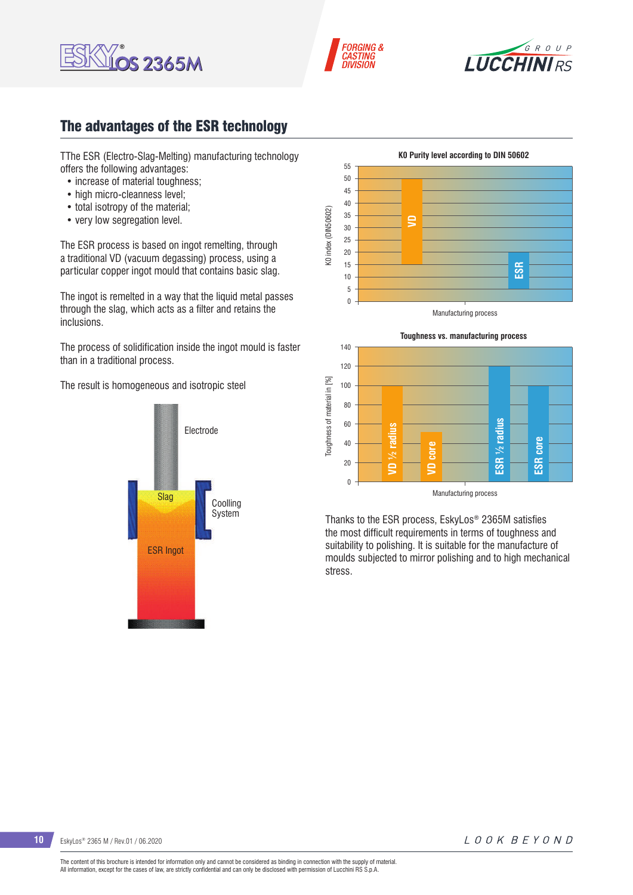## The advantages of the ESR technology

TThe ESR (Electro-Slag-Melting) manufacturing technology offers the following advantages:

- increase of material toughness;
- high micro-cleanness level;
- total isotropy of the material;
- very low segregation level.

The ESR process is based on ingot remelting, through a traditional VD (vacuum degassing) process, using a particular copper ingot mould that contains basic slag.

The ingot is remelted in a way that the liquid metal passes through the slag, which acts as a filter and retains the inclusions.

The process of solidification inside the ingot mould is faster than in a traditional process.

The result is homogeneous and isotropic steel

Electrode

Slag

Coolling System

ESR Ingot

**KO Purity level according to DIN 50602**

KO index (DIN50602)

VD

ESR

Manufacturing process

**Toughness vs. manufacturing process**

Toughness of material in [%]

VD ½ radius

VD core

ESR ½ radius

ESR core

Manufacturing process

Thanks to the ESR process, EskyLos® 2365M satisfies the most difficult requirements in terms of toughness and suitability to polishing. It is suitable for the manufacture of moulds subjected to mirror polishing and to high mechanical stress.

The content of this brochure is intended for information only and cannot be considered as binding in connection with the supply of material.
All information, except for the cases of law, are strictly confidential and can only be disclosed with permission of Lucchini RS S.p.A.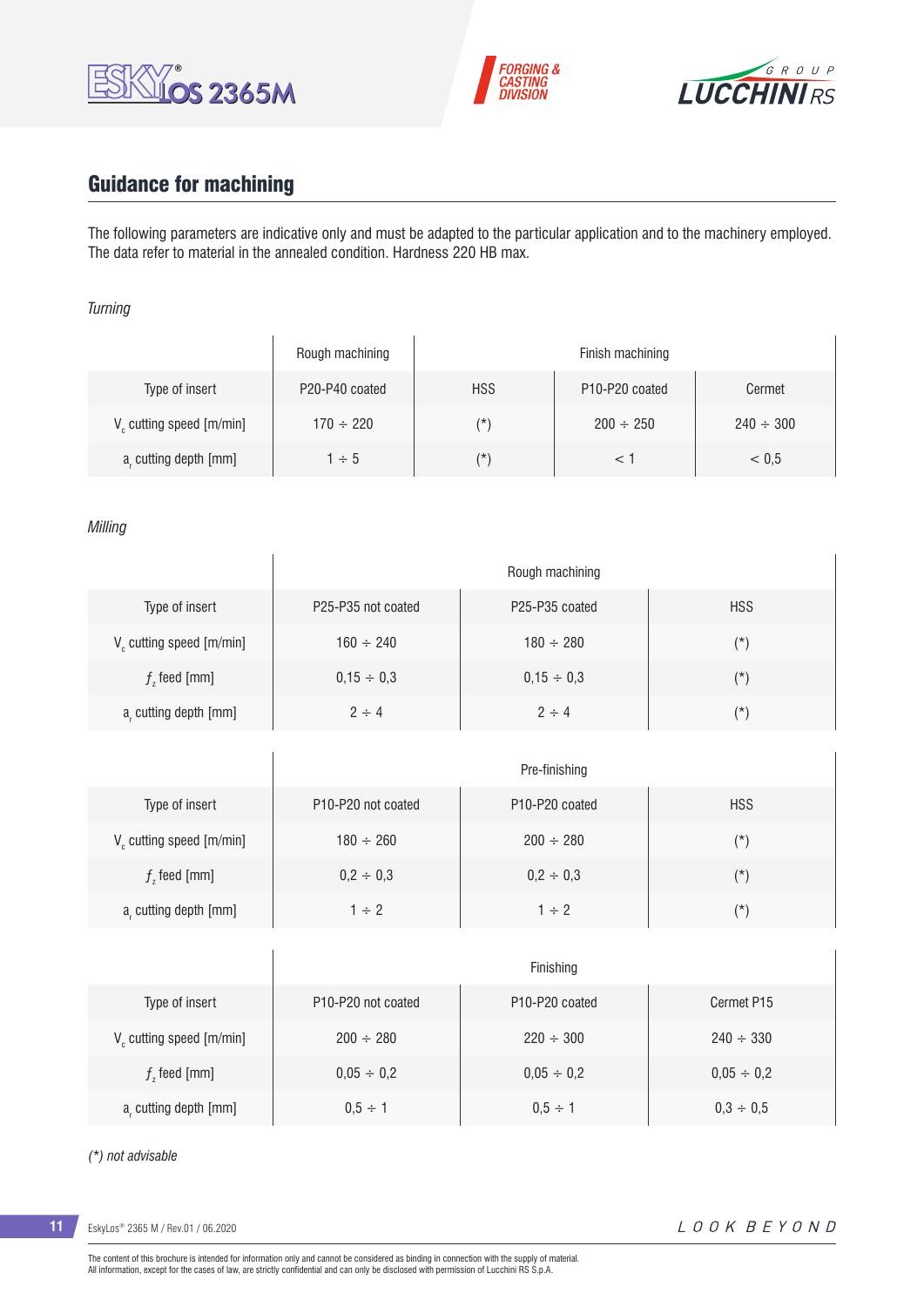## Guidance for machining

The following parameters are indicative only and must be adapted to the particular application and to the machinery employed. The data refer to material in the annealed condition. Hardness 220 HB max.

*Turning*

| | Rough machining | Finish machining | | |
|---|---|---|---|---|
| Type of insert | P20-P40 coated | HSS | P10-P20 coated | Cermet |
| $V_c$ cutting speed [m/min] | 170 ÷ 220 | (*) | 200 ÷ 250 | 240 ÷ 300 |
| $a_r$ cutting depth [mm] | 1 ÷ 5 | (*) | < 1 | < 0,5 |

*Milling*

| | Rough machining | | |
|---|---|---|---|
| Type of insert | P25-P35 not coated | P25-P35 coated | HSS |
| $V_c$ cutting speed [m/min] | 160 ÷ 240 | 180 ÷ 280 | (*) |
| $f_z$ feed [mm] | 0,15 ÷ 0,3 | 0,15 ÷ 0,3 | (*) |
| $a_r$ cutting depth [mm] | 2 ÷ 4 | 2 ÷ 4 | (*) |

| | Pre-finishing | | |
|---|---|---|---|
| Type of insert | P10-P20 not coated | P10-P20 coated | HSS |
| $V_c$ cutting speed [m/min] | 180 ÷ 260 | 200 ÷ 280 | (*) |
| $f_z$ feed [mm] | 0,2 ÷ 0,3 | 0,2 ÷ 0,3 | (*) |
| $a_r$ cutting depth [mm] | 1 ÷ 2 | 1 ÷ 2 | (*) |

| | Finishing | | |
|---|---|---|---|
| Type of insert | P10-P20 not coated | P10-P20 coated | Cermet P15 |
| $V_c$ cutting speed [m/min] | 200 ÷ 280 | 220 ÷ 300 | 240 ÷ 330 |
| $f_z$ feed [mm] | 0,05 ÷ 0,2 | 0,05 ÷ 0,2 | 0,05 ÷ 0,2 |
| $a_r$ cutting depth [mm] | 0,5 ÷ 1 | 0,5 ÷ 1 | 0,3 ÷ 0,5 |

*(*) not advisable*

The content of this brochure is intended for information only and cannot be considered as binding in connection with the supply of material.
All information, except for the cases of law, are strictly confidential and can only be disclosed with permission of Lucchini RS S.p.A.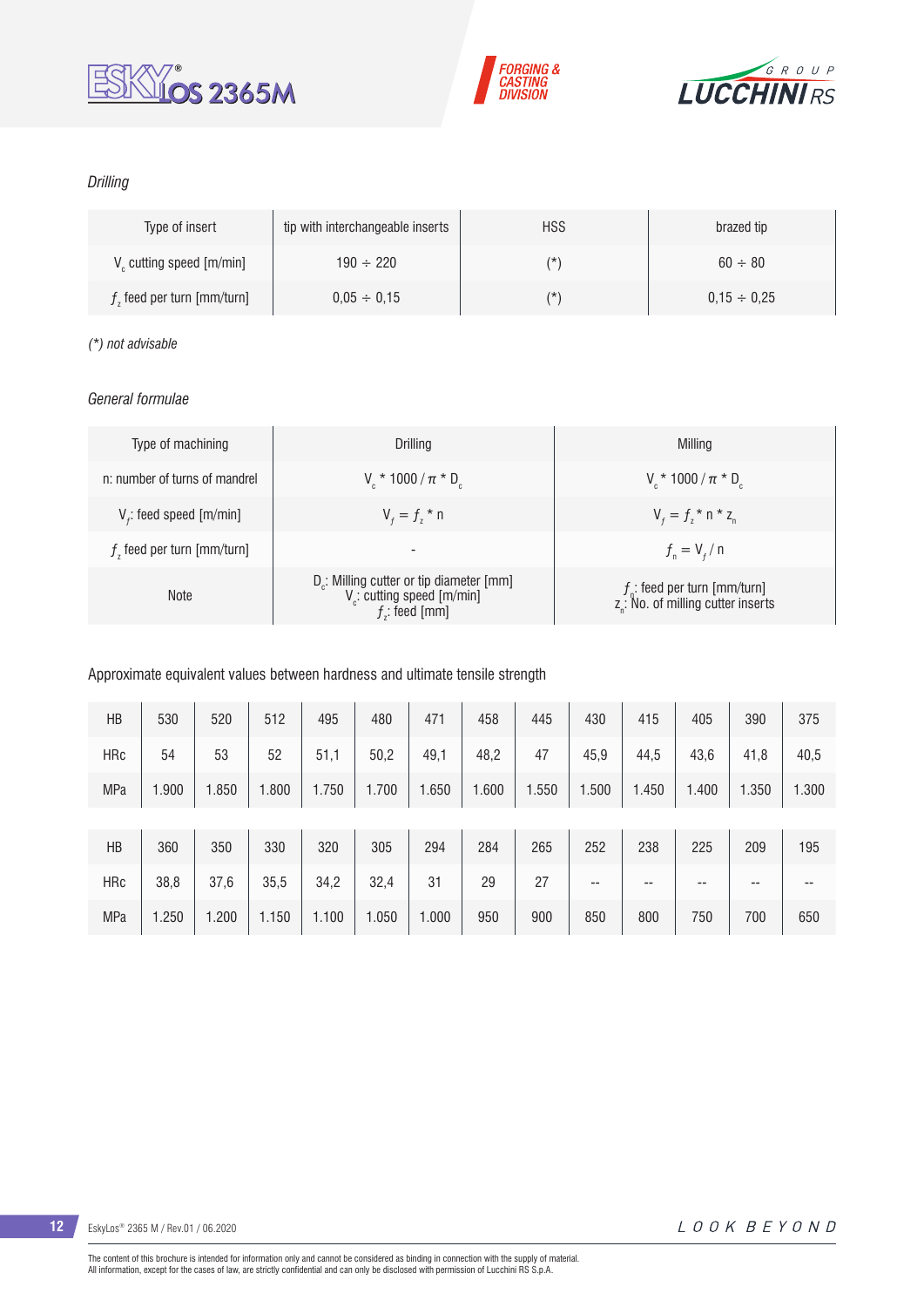*Drilling*

| Type of insert | tip with interchangeable inserts | HSS | brazed tip |
|---|---|---|---|
| $V_c$ cutting speed [m/min] | 190 ÷ 220 | (*) | 60 ÷ 80 |
| $f_z$ feed per turn [mm/turn] | 0,05 ÷ 0,15 | (*) | 0,15 ÷ 0,25 |

*(*) not advisable*

*General formulae*

| Type of machining | Drilling | Milling |
|---|---|---|
| n: number of turns of mandrel | $V_c * 1000 / \pi * D_c$ | $V_c * 1000 / \pi * D_c$ |
| $V_f$: feed speed [m/min] | $V_f = f_z * n$ | $V_f = f_z * n * z_n$ |
| $f_z$ feed per turn [mm/turn] | - | $f_n = V_f / n$ |
| Note | $D_c$: Milling cutter or tip diameter [mm]<br>$V_c$: cutting speed [m/min]<br>$f_z$: feed [mm] | $f_n$: feed per turn [mm/turn]<br>$z_n$: No. of milling cutter inserts |

Approximate equivalent values between hardness and ultimate tensile strength

| HB | 530 | 520 | 512 | 495 | 480 | 471 | 458 | 445 | 430 | 415 | 405 | 390 | 375 |
|---|---|---|---|---|---|---|---|---|---|---|---|---|---|
| HRc | 54 | 53 | 52 | 51,1 | 50,2 | 49,1 | 48,2 | 47 | 45,9 | 44,5 | 43,6 | 41,8 | 40,5 |
| MPa | 1.900 | 1.850 | 1.800 | 1.750 | 1.700 | 1.650 | 1.600 | 1.550 | 1.500 | 1.450 | 1.400 | 1.350 | 1.300 |

| HB | 360 | 350 | 330 | 320 | 305 | 294 | 284 | 265 | 252 | 238 | 225 | 209 | 195 |
|---|---|---|---|---|---|---|---|---|---|---|---|---|---|
| HRc | 38,8 | 37,6 | 35,5 | 34,2 | 32,4 | 31 | 29 | 27 | -- | -- | -- | -- | -- |
| MPa | 1.250 | 1.200 | 1.150 | 1.100 | 1.050 | 1.000 | 950 | 900 | 850 | 800 | 750 | 700 | 650 |

The content of this brochure is intended for information only and cannot be considered as binding in connection with the supply of material.
All information, except for the cases of law, are strictly confidential and can only be disclosed with permission of Lucchini RS S.p.A.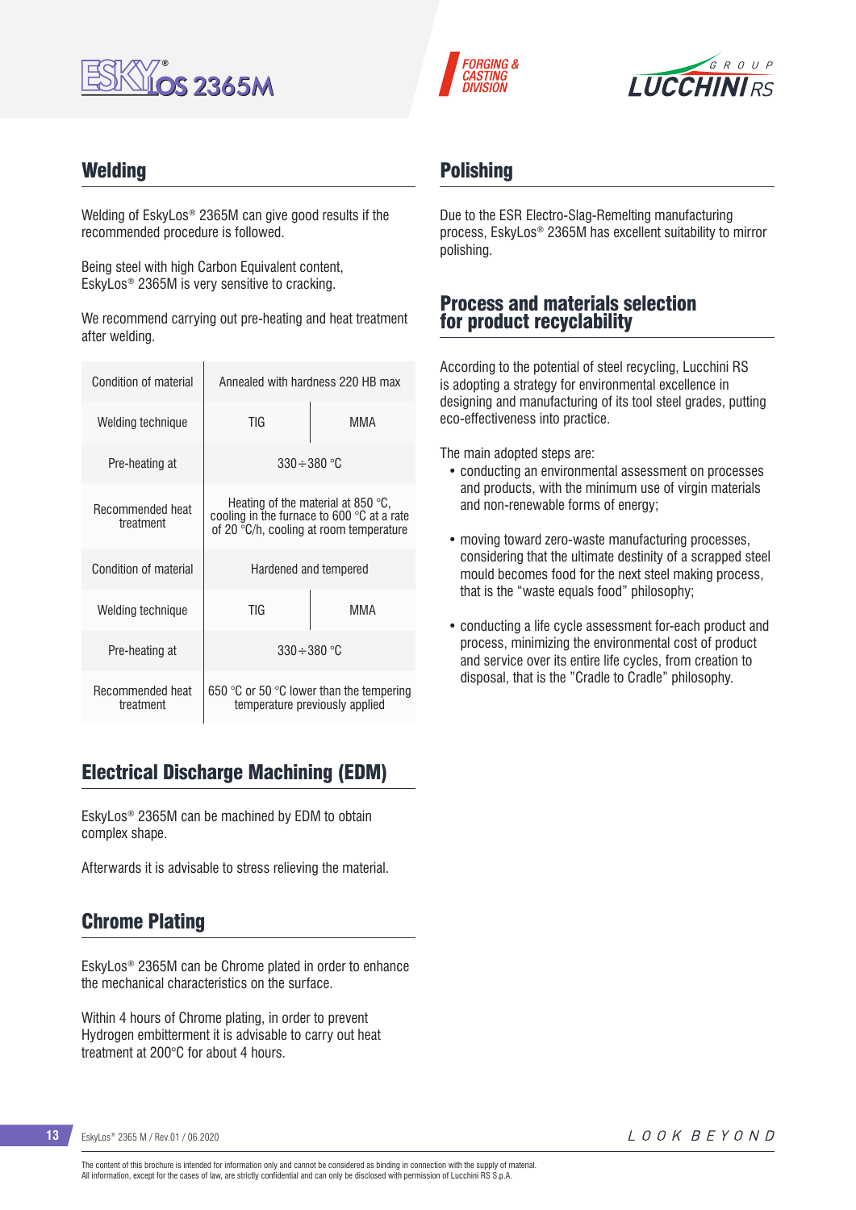## Welding

Welding of EskyLos® 2365M can give good results if the recommended procedure is followed.

Being steel with high Carbon Equivalent content, EskyLos® 2365M is very sensitive to cracking.

We recommend carrying out pre-heating and heat treatment after welding.

| | | |
|---|---|---|
| Condition of material | Annealed with hardness 220 HB max | |
| Welding technique | TIG | MMA |
| Pre-heating at | 330÷380 °C | |
| Recommended heat treatment | Heating of the material at 850 °C, cooling in the furnace to 600 °C at a rate of 20 °C/h, cooling at room temperature | |
| Condition of material | Hardened and tempered | |
| Welding technique | TIG | MMA |
| Pre-heating at | 330÷380 °C | |
| Recommended heat treatment | 650 °C or 50 °C lower than the tempering temperature previously applied | |

## Electrical Discharge Machining (EDM)

EskyLos® 2365M can be machined by EDM to obtain complex shape.

Afterwards it is advisable to stress relieving the material.

## Chrome Plating

EskyLos® 2365M can be Chrome plated in order to enhance the mechanical characteristics on the surface.

Within 4 hours of Chrome plating, in order to prevent Hydrogen embitterment it is advisable to carry out heat treatment at 200°C for about 4 hours.

## Polishing

Due to the ESR Electro-Slag-Remelting manufacturing process, EskyLos® 2365M has excellent suitability to mirror polishing.

## Process and materials selection for product recyclability

According to the potential of steel recycling, Lucchini RS is adopting a strategy for environmental excellence in designing and manufacturing of its tool steel grades, putting eco-effectiveness into practice.

The main adopted steps are:

- conducting an environmental assessment on processes and products, with the minimum use of virgin materials and non-renewable forms of energy;
- moving toward zero-waste manufacturing processes, considering that the ultimate destinity of a scrapped steel mould becomes food for the next steel making process, that is the “waste equals food” philosophy;
- conducting a life cycle assessment for-each product and process, minimizing the environmental cost of product and service over its entire life cycles, from creation to disposal, that is the ”Cradle to Cradle” philosophy.

The content of this brochure is intended for information only and cannot be considered as binding in connection with the supply of material.
All information, except for the cases of law, are strictly confidential and can only be disclosed with permission of Lucchini RS S.p.A.